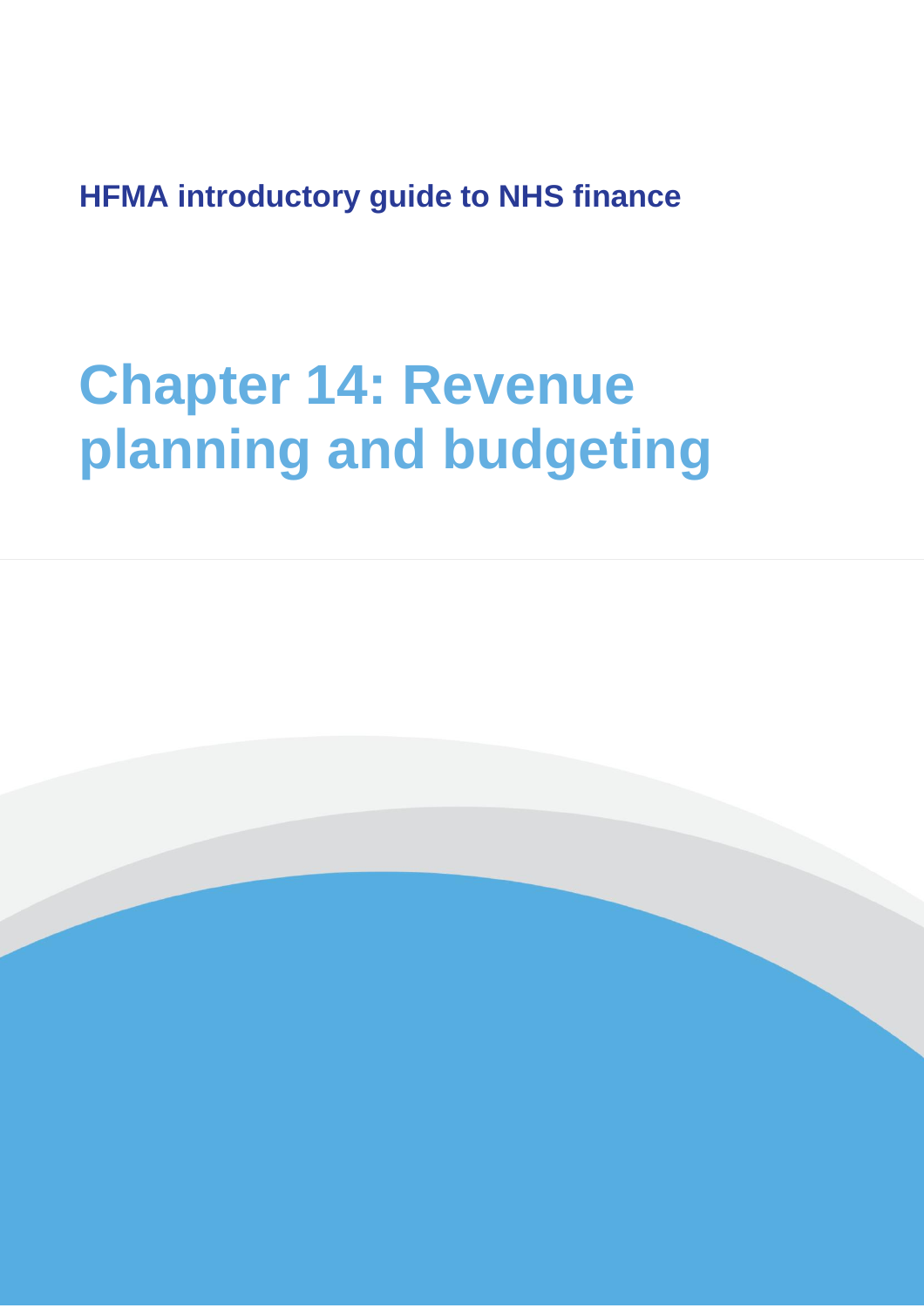HFMA introductory guide to NHS finance

# Chapter 14: Revenue planning and budgeting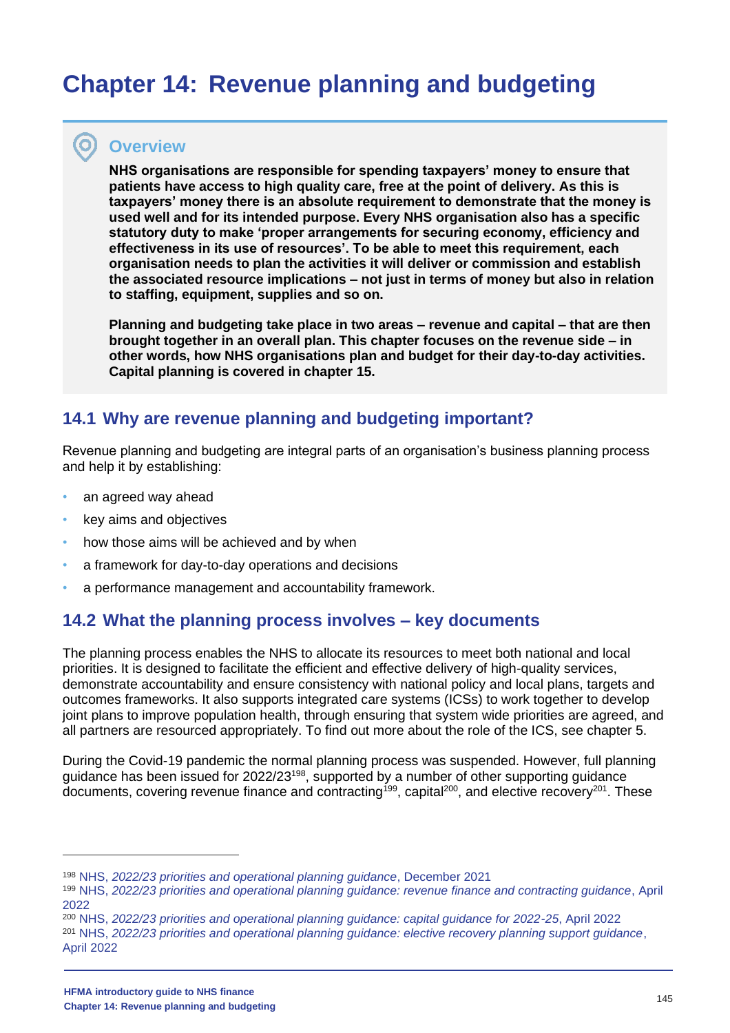# Chapter 14: Revenue planning and budgeting

## Overview

**NHS organisations are responsible for spending taxpayers' money to ensure that patients have access to high quality care, free at the point of delivery. As this is taxpayers' money there is an absolute requirement to demonstrate that the money is used well and for its intended purpose. Every NHS organisation also has a specific statutory duty to make 'proper arrangements for securing economy, efficiency and effectiveness in its use of resources'. To be able to meet this requirement, each organisation needs to plan the activities it will deliver or commission and establish the associated resource implications – not just in terms of money but also in relation to staffing, equipment, supplies and so on.**

**Planning and budgeting take place in two areas – revenue and capital – that are then brought together in an overall plan. This chapter focuses on the revenue side – in other words, how NHS organisations plan and budget for their day-to-day activities. Capital planning is covered in chapter 15.**

## 14.1 Why are revenue planning and budgeting important?

Revenue planning and budgeting are integral parts of an organisation's business planning process and help it by establishing:

- an agreed way ahead
- key aims and objectives
- how those aims will be achieved and by when
- a framework for day-to-day operations and decisions
- a performance management and accountability framework.

## 14.2 What the planning process involves – key documents

The planning process enables the NHS to allocate its resources to meet both national and local priorities. It is designed to facilitate the efficient and effective delivery of high-quality services, demonstrate accountability and ensure consistency with national policy and local plans, targets and outcomes frameworks. It also supports integrated care systems (ICSs) to work together to develop joint plans to improve population health, through ensuring that system wide priorities are agreed, and all partners are resourced appropriately. To find out more about the role of the ICS, see chapter 5.

During the Covid-19 pandemic the normal planning process was suspended. However, full planning guidance has been issued for 2022/23[198], supported by a number of other supporting guidance documents, covering revenue finance and contracting[199], capital[200], and elective recovery[201]. These

---

[198] NHS, *2022/23 priorities and operational planning guidance*, December 2021

[199] NHS, *2022/23 priorities and operational planning guidance: revenue finance and contracting guidance*, April 2022

[200] NHS, *2022/23 priorities and operational planning guidance: capital guidance for 2022-25*, April 2022

[201] NHS, *2022/23 priorities and operational planning guidance: elective recovery planning support guidance*, April 2022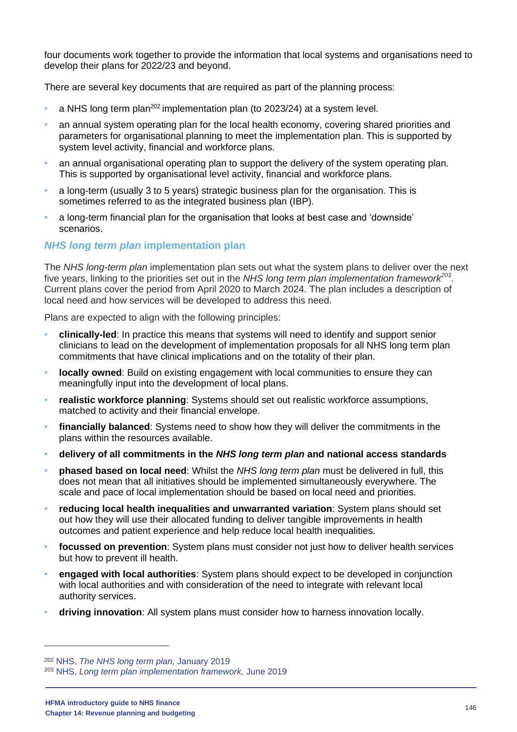four documents work together to provide the information that local systems and organisations need to develop their plans for 2022/23 and beyond.

There are several key documents that are required as part of the planning process:

- a NHS long term plan[202] implementation plan (to 2023/24) at a system level.
- an annual system operating plan for the local health economy, covering shared priorities and parameters for organisational planning to meet the implementation plan. This is supported by system level activity, financial and workforce plans.
- an annual organisational operating plan to support the delivery of the system operating plan. This is supported by organisational level activity, financial and workforce plans.
- a long-term (usually 3 to 5 years) strategic business plan for the organisation. This is sometimes referred to as the integrated business plan (IBP).
- a long-term financial plan for the organisation that looks at best case and 'downside' scenarios.

### *NHS long term plan* implementation plan

The *NHS long-term plan* implementation plan sets out what the system plans to deliver over the next five years, linking to the priorities set out in the *NHS long term plan implementation framework*[203]. Current plans cover the period from April 2020 to March 2024. The plan includes a description of local need and how services will be developed to address this need.

Plans are expected to align with the following principles:

- **clinically-led**: In practice this means that systems will need to identify and support senior clinicians to lead on the development of implementation proposals for all NHS long term plan commitments that have clinical implications and on the totality of their plan.
- **locally owned**: Build on existing engagement with local communities to ensure they can meaningfully input into the development of local plans.
- **realistic workforce planning**: Systems should set out realistic workforce assumptions, matched to activity and their financial envelope.
- **financially balanced**: Systems need to show how they will deliver the commitments in the plans within the resources available.
- **delivery of all commitments in the *NHS long term plan* and national access standards**
- **phased based on local need**: Whilst the *NHS long term plan* must be delivered in full, this does not mean that all initiatives should be implemented simultaneously everywhere. The scale and pace of local implementation should be based on local need and priorities.
- **reducing local health inequalities and unwarranted variation**: System plans should set out how they will use their allocated funding to deliver tangible improvements in health outcomes and patient experience and help reduce local health inequalities.
- **focussed on prevention**: System plans must consider not just how to deliver health services but how to prevent ill health.
- **engaged with local authorities**: System plans should expect to be developed in conjunction with local authorities and with consideration of the need to integrate with relevant local authority services.
- **driving innovation**: All system plans must consider how to harness innovation locally.

---

[202] NHS, *The NHS long term plan,* January 2019

[203] NHS, *Long term plan implementation framework,* June 2019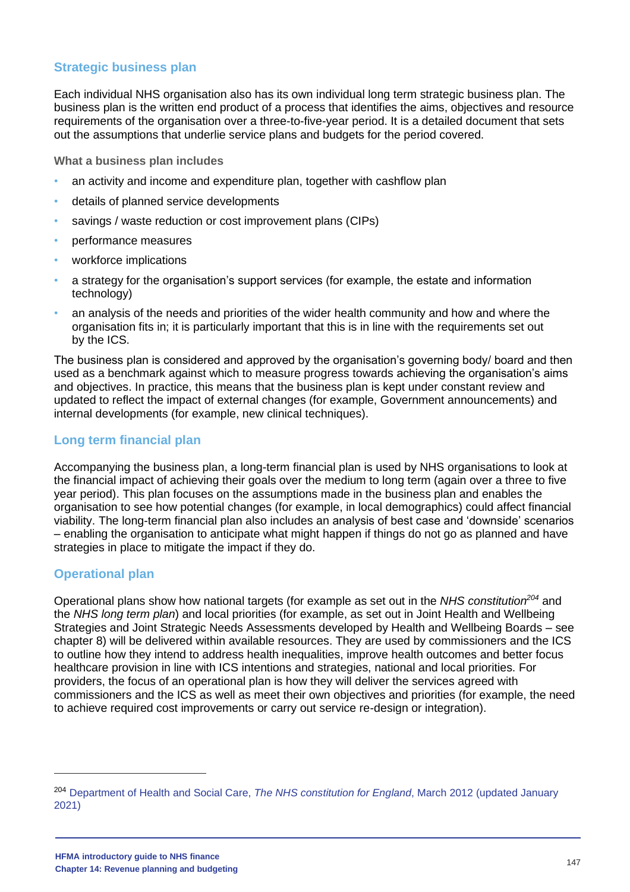## Strategic business plan

Each individual NHS organisation also has its own individual long term strategic business plan. The business plan is the written end product of a process that identifies the aims, objectives and resource requirements of the organisation over a three-to-five-year period. It is a detailed document that sets out the assumptions that underlie service plans and budgets for the period covered.

**What a business plan includes**

- an activity and income and expenditure plan, together with cashflow plan
- details of planned service developments
- savings / waste reduction or cost improvement plans (CIPs)
- performance measures
- workforce implications
- a strategy for the organisation's support services (for example, the estate and information technology)
- an analysis of the needs and priorities of the wider health community and how and where the organisation fits in; it is particularly important that this is in line with the requirements set out by the ICS.

The business plan is considered and approved by the organisation's governing body/ board and then used as a benchmark against which to measure progress towards achieving the organisation's aims and objectives. In practice, this means that the business plan is kept under constant review and updated to reflect the impact of external changes (for example, Government announcements) and internal developments (for example, new clinical techniques).

## Long term financial plan

Accompanying the business plan, a long-term financial plan is used by NHS organisations to look at the financial impact of achieving their goals over the medium to long term (again over a three to five year period). This plan focuses on the assumptions made in the business plan and enables the organisation to see how potential changes (for example, in local demographics) could affect financial viability. The long-term financial plan also includes an analysis of best case and 'downside' scenarios – enabling the organisation to anticipate what might happen if things do not go as planned and have strategies in place to mitigate the impact if they do.

## Operational plan

Operational plans show how national targets (for example as set out in the *NHS constitution*[204] and the *NHS long term plan*) and local priorities (for example, as set out in Joint Health and Wellbeing Strategies and Joint Strategic Needs Assessments developed by Health and Wellbeing Boards – see chapter 8) will be delivered within available resources. They are used by commissioners and the ICS to outline how they intend to address health inequalities, improve health outcomes and better focus healthcare provision in line with ICS intentions and strategies, national and local priorities. For providers, the focus of an operational plan is how they will deliver the services agreed with commissioners and the ICS as well as meet their own objectives and priorities (for example, the need to achieve required cost improvements or carry out service re-design or integration).

---

[204] Department of Health and Social Care, *The NHS constitution for England*, March 2012 (updated January 2021)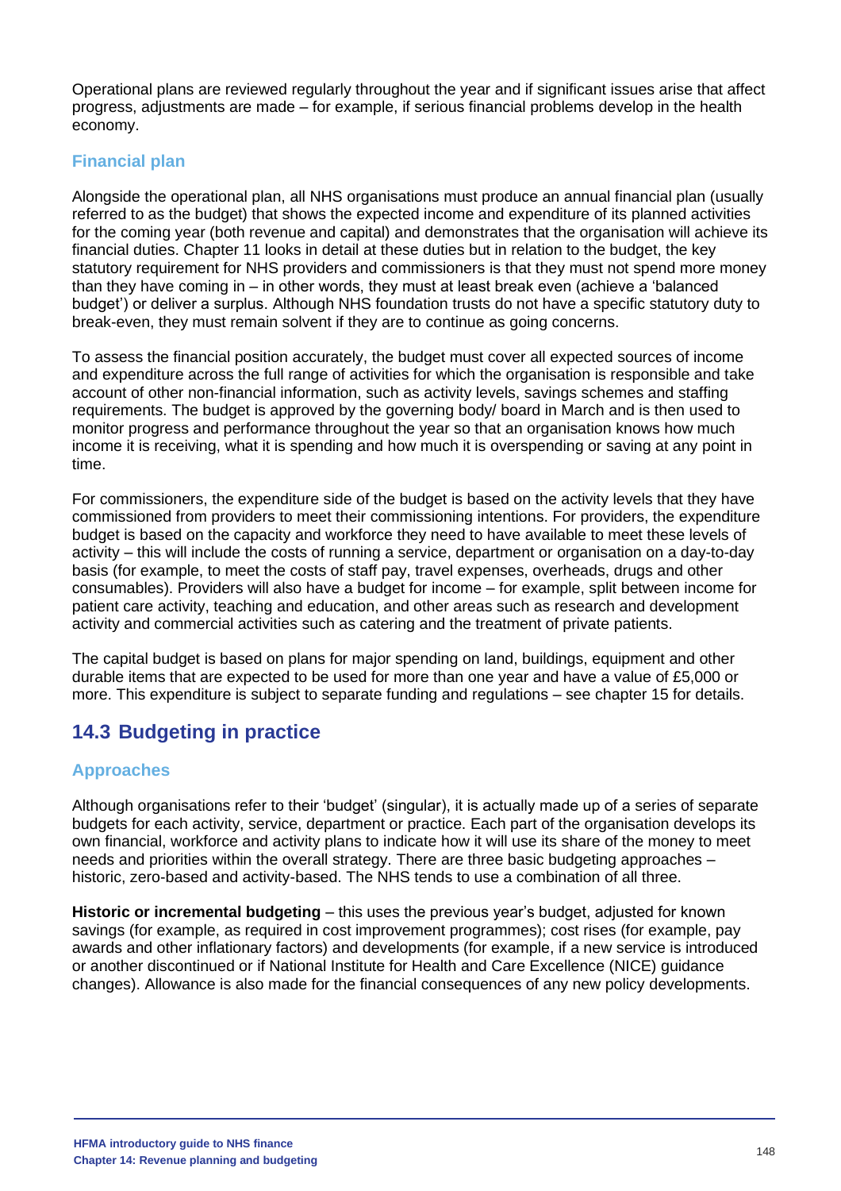Operational plans are reviewed regularly throughout the year and if significant issues arise that affect progress, adjustments are made – for example, if serious financial problems develop in the health economy.

### Financial plan

Alongside the operational plan, all NHS organisations must produce an annual financial plan (usually referred to as the budget) that shows the expected income and expenditure of its planned activities for the coming year (both revenue and capital) and demonstrates that the organisation will achieve its financial duties. Chapter 11 looks in detail at these duties but in relation to the budget, the key statutory requirement for NHS providers and commissioners is that they must not spend more money than they have coming in – in other words, they must at least break even (achieve a 'balanced budget') or deliver a surplus. Although NHS foundation trusts do not have a specific statutory duty to break-even, they must remain solvent if they are to continue as going concerns.

To assess the financial position accurately, the budget must cover all expected sources of income and expenditure across the full range of activities for which the organisation is responsible and take account of other non-financial information, such as activity levels, savings schemes and staffing requirements. The budget is approved by the governing body/ board in March and is then used to monitor progress and performance throughout the year so that an organisation knows how much income it is receiving, what it is spending and how much it is overspending or saving at any point in time.

For commissioners, the expenditure side of the budget is based on the activity levels that they have commissioned from providers to meet their commissioning intentions. For providers, the expenditure budget is based on the capacity and workforce they need to have available to meet these levels of activity – this will include the costs of running a service, department or organisation on a day-to-day basis (for example, to meet the costs of staff pay, travel expenses, overheads, drugs and other consumables). Providers will also have a budget for income – for example, split between income for patient care activity, teaching and education, and other areas such as research and development activity and commercial activities such as catering and the treatment of private patients.

The capital budget is based on plans for major spending on land, buildings, equipment and other durable items that are expected to be used for more than one year and have a value of £5,000 or more. This expenditure is subject to separate funding and regulations – see chapter 15 for details.

## 14.3 Budgeting in practice

### Approaches

Although organisations refer to their 'budget' (singular), it is actually made up of a series of separate budgets for each activity, service, department or practice. Each part of the organisation develops its own financial, workforce and activity plans to indicate how it will use its share of the money to meet needs and priorities within the overall strategy. There are three basic budgeting approaches – historic, zero-based and activity-based. The NHS tends to use a combination of all three.

**Historic or incremental budgeting** – this uses the previous year's budget, adjusted for known savings (for example, as required in cost improvement programmes); cost rises (for example, pay awards and other inflationary factors) and developments (for example, if a new service is introduced or another discontinued or if National Institute for Health and Care Excellence (NICE) guidance changes). Allowance is also made for the financial consequences of any new policy developments.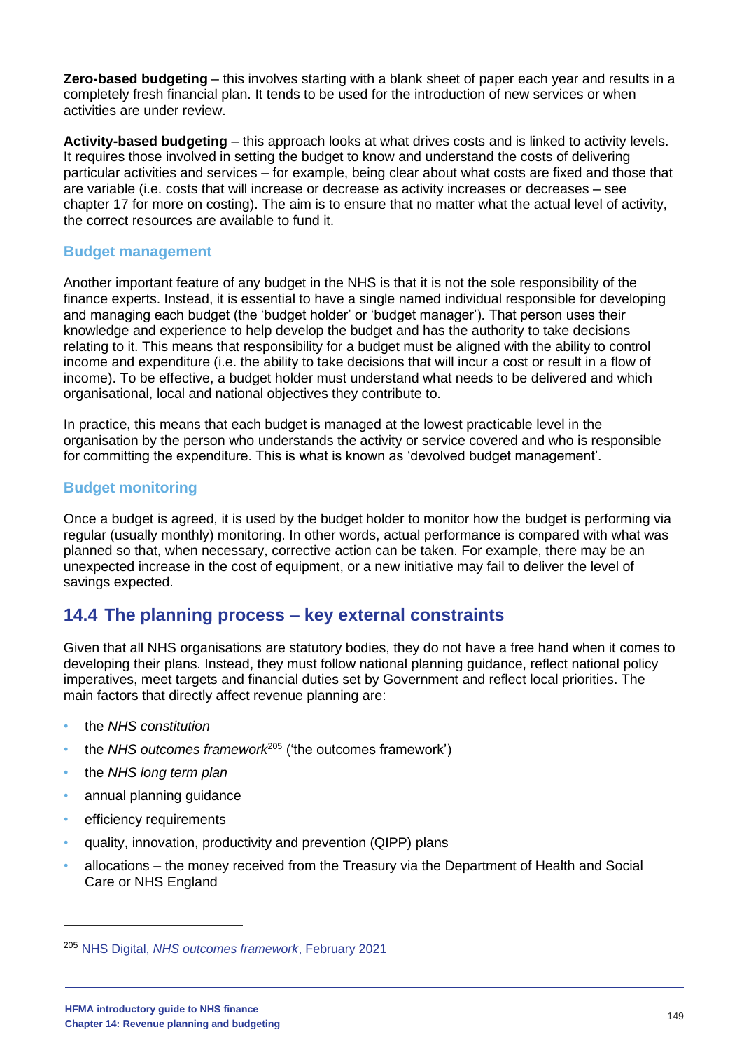**Zero-based budgeting** – this involves starting with a blank sheet of paper each year and results in a completely fresh financial plan. It tends to be used for the introduction of new services or when activities are under review.

**Activity-based budgeting** – this approach looks at what drives costs and is linked to activity levels. It requires those involved in setting the budget to know and understand the costs of delivering particular activities and services – for example, being clear about what costs are fixed and those that are variable (i.e. costs that will increase or decrease as activity increases or decreases – see chapter 17 for more on costing). The aim is to ensure that no matter what the actual level of activity, the correct resources are available to fund it.

### Budget management

Another important feature of any budget in the NHS is that it is not the sole responsibility of the finance experts. Instead, it is essential to have a single named individual responsible for developing and managing each budget (the 'budget holder' or 'budget manager'). That person uses their knowledge and experience to help develop the budget and has the authority to take decisions relating to it. This means that responsibility for a budget must be aligned with the ability to control income and expenditure (i.e. the ability to take decisions that will incur a cost or result in a flow of income). To be effective, a budget holder must understand what needs to be delivered and which organisational, local and national objectives they contribute to.

In practice, this means that each budget is managed at the lowest practicable level in the organisation by the person who understands the activity or service covered and who is responsible for committing the expenditure. This is what is known as 'devolved budget management'.

### Budget monitoring

Once a budget is agreed, it is used by the budget holder to monitor how the budget is performing via regular (usually monthly) monitoring. In other words, actual performance is compared with what was planned so that, when necessary, corrective action can be taken. For example, there may be an unexpected increase in the cost of equipment, or a new initiative may fail to deliver the level of savings expected.

## 14.4 The planning process – key external constraints

Given that all NHS organisations are statutory bodies, they do not have a free hand when it comes to developing their plans. Instead, they must follow national planning guidance, reflect national policy imperatives, meet targets and financial duties set by Government and reflect local priorities. The main factors that directly affect revenue planning are:

- the *NHS constitution*
- the *NHS outcomes framework*[205] ('the outcomes framework')
- the *NHS long term plan*
- annual planning guidance
- efficiency requirements
- quality, innovation, productivity and prevention (QIPP) plans
- allocations – the money received from the Treasury via the Department of Health and Social Care or NHS England

---

[205] NHS Digital, *NHS outcomes framework*, February 2021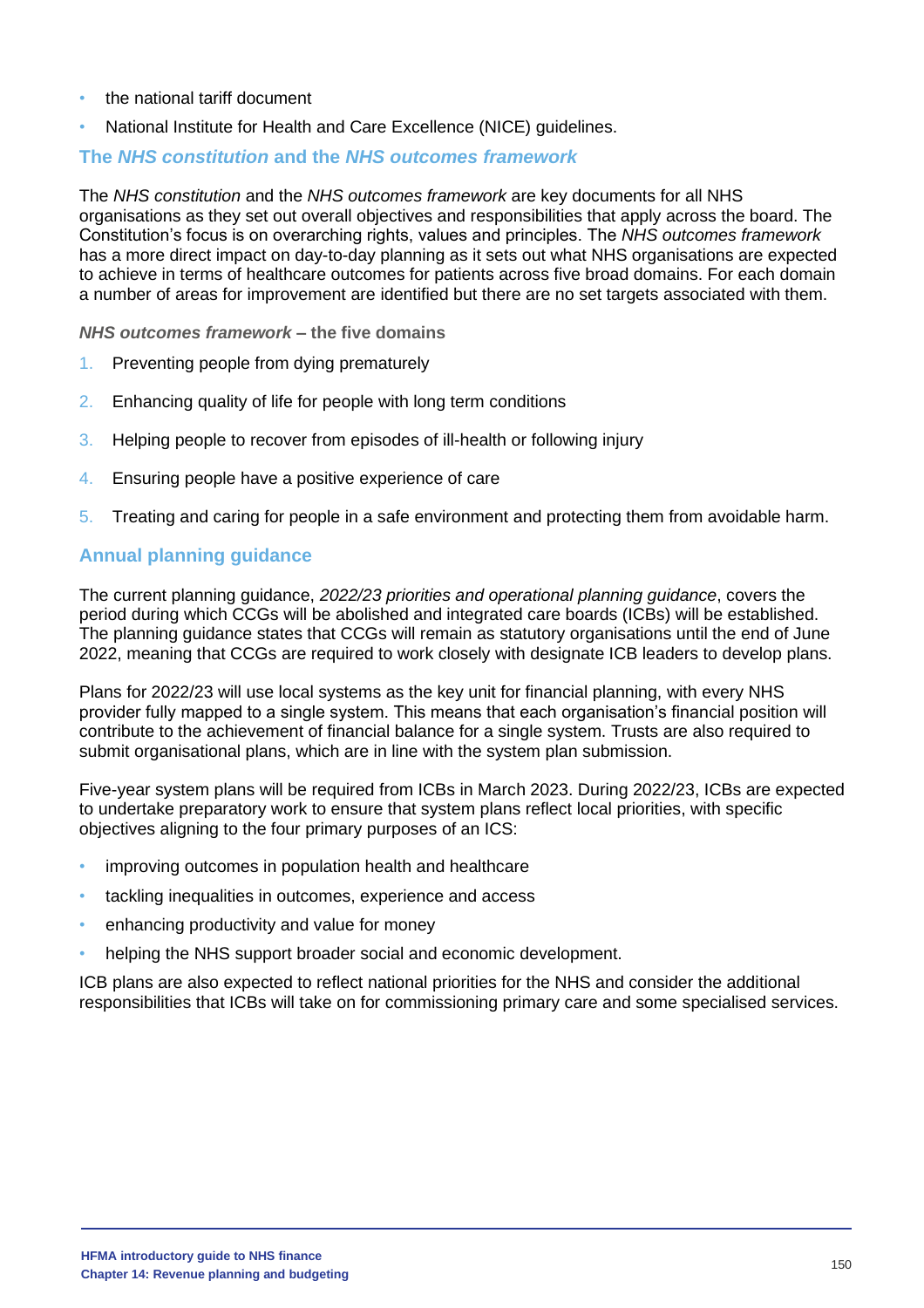- the national tariff document
- National Institute for Health and Care Excellence (NICE) guidelines.

### The *NHS constitution* and the *NHS outcomes framework*

The *NHS constitution* and the *NHS outcomes framework* are key documents for all NHS organisations as they set out overall objectives and responsibilities that apply across the board. The Constitution's focus is on overarching rights, values and principles. The *NHS outcomes framework* has a more direct impact on day-to-day planning as it sets out what NHS organisations are expected to achieve in terms of healthcare outcomes for patients across five broad domains. For each domain a number of areas for improvement are identified but there are no set targets associated with them.

***NHS outcomes framework* – the five domains**

1. Preventing people from dying prematurely
2. Enhancing quality of life for people with long term conditions
3. Helping people to recover from episodes of ill-health or following injury
4. Ensuring people have a positive experience of care
5. Treating and caring for people in a safe environment and protecting them from avoidable harm.

### Annual planning guidance

The current planning guidance, *2022/23 priorities and operational planning guidance*, covers the period during which CCGs will be abolished and integrated care boards (ICBs) will be established. The planning guidance states that CCGs will remain as statutory organisations until the end of June 2022, meaning that CCGs are required to work closely with designate ICB leaders to develop plans.

Plans for 2022/23 will use local systems as the key unit for financial planning, with every NHS provider fully mapped to a single system. This means that each organisation's financial position will contribute to the achievement of financial balance for a single system. Trusts are also required to submit organisational plans, which are in line with the system plan submission.

Five-year system plans will be required from ICBs in March 2023. During 2022/23, ICBs are expected to undertake preparatory work to ensure that system plans reflect local priorities, with specific objectives aligning to the four primary purposes of an ICS:

- improving outcomes in population health and healthcare
- tackling inequalities in outcomes, experience and access
- enhancing productivity and value for money
- helping the NHS support broader social and economic development.

ICB plans are also expected to reflect national priorities for the NHS and consider the additional responsibilities that ICBs will take on for commissioning primary care and some specialised services.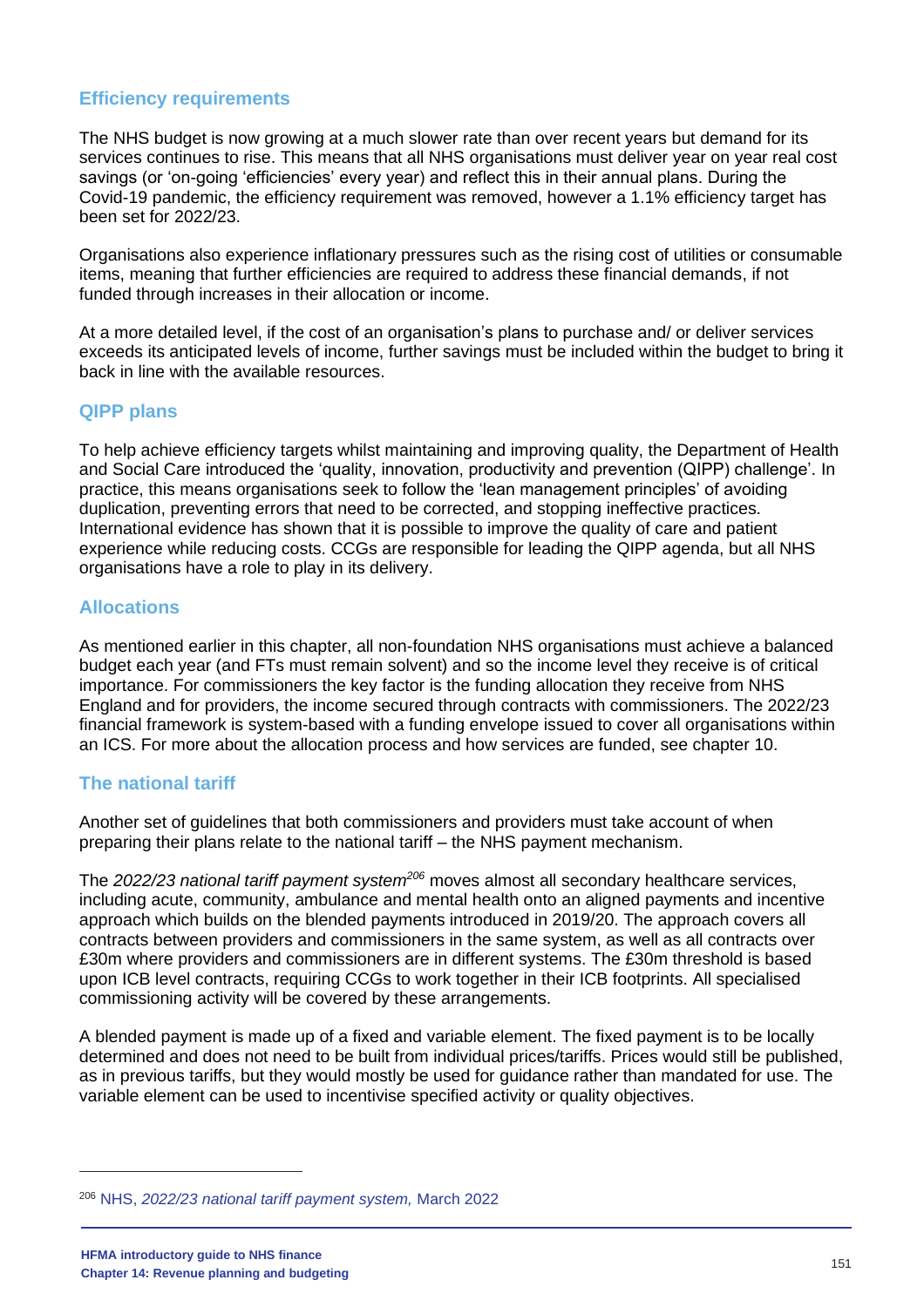## Efficiency requirements

The NHS budget is now growing at a much slower rate than over recent years but demand for its services continues to rise. This means that all NHS organisations must deliver year on year real cost savings (or 'on-going 'efficiencies' every year) and reflect this in their annual plans. During the Covid-19 pandemic, the efficiency requirement was removed, however a 1.1% efficiency target has been set for 2022/23.

Organisations also experience inflationary pressures such as the rising cost of utilities or consumable items, meaning that further efficiencies are required to address these financial demands, if not funded through increases in their allocation or income.

At a more detailed level, if the cost of an organisation's plans to purchase and/ or deliver services exceeds its anticipated levels of income, further savings must be included within the budget to bring it back in line with the available resources.

## QIPP plans

To help achieve efficiency targets whilst maintaining and improving quality, the Department of Health and Social Care introduced the 'quality, innovation, productivity and prevention (QIPP) challenge'. In practice, this means organisations seek to follow the 'lean management principles' of avoiding duplication, preventing errors that need to be corrected, and stopping ineffective practices. International evidence has shown that it is possible to improve the quality of care and patient experience while reducing costs. CCGs are responsible for leading the QIPP agenda, but all NHS organisations have a role to play in its delivery.

## Allocations

As mentioned earlier in this chapter, all non-foundation NHS organisations must achieve a balanced budget each year (and FTs must remain solvent) and so the income level they receive is of critical importance. For commissioners the key factor is the funding allocation they receive from NHS England and for providers, the income secured through contracts with commissioners. The 2022/23 financial framework is system-based with a funding envelope issued to cover all organisations within an ICS. For more about the allocation process and how services are funded, see chapter 10.

## The national tariff

Another set of guidelines that both commissioners and providers must take account of when preparing their plans relate to the national tariff – the NHS payment mechanism.

The *2022/23 national tariff payment system*[206] moves almost all secondary healthcare services, including acute, community, ambulance and mental health onto an aligned payments and incentive approach which builds on the blended payments introduced in 2019/20. The approach covers all contracts between providers and commissioners in the same system, as well as all contracts over £30m where providers and commissioners are in different systems. The £30m threshold is based upon ICB level contracts, requiring CCGs to work together in their ICB footprints. All specialised commissioning activity will be covered by these arrangements.

A blended payment is made up of a fixed and variable element. The fixed payment is to be locally determined and does not need to be built from individual prices/tariffs. Prices would still be published, as in previous tariffs, but they would mostly be used for guidance rather than mandated for use. The variable element can be used to incentivise specified activity or quality objectives.

---

[206] NHS, *2022/23 national tariff payment system,* March 2022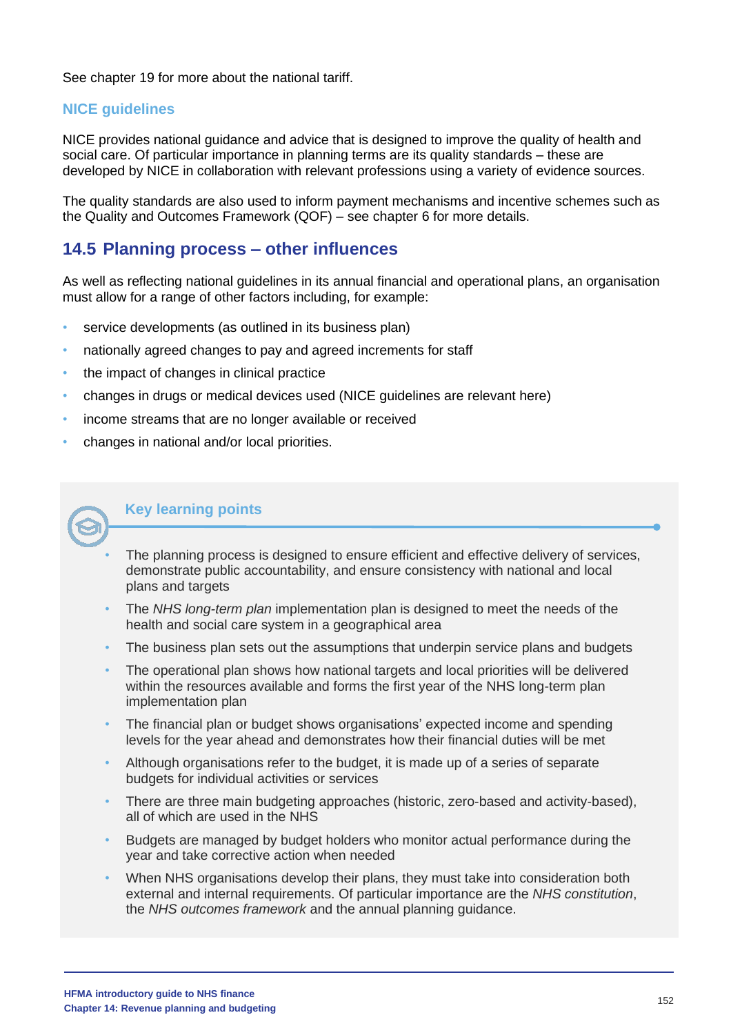See chapter 19 for more about the national tariff.

### NICE guidelines

NICE provides national guidance and advice that is designed to improve the quality of health and social care. Of particular importance in planning terms are its quality standards – these are developed by NICE in collaboration with relevant professions using a variety of evidence sources.

The quality standards are also used to inform payment mechanisms and incentive schemes such as the Quality and Outcomes Framework (QOF) – see chapter 6 for more details.

## 14.5 Planning process – other influences

As well as reflecting national guidelines in its annual financial and operational plans, an organisation must allow for a range of other factors including, for example:

- service developments (as outlined in its business plan)
- nationally agreed changes to pay and agreed increments for staff
- the impact of changes in clinical practice
- changes in drugs or medical devices used (NICE guidelines are relevant here)
- income streams that are no longer available or received
- changes in national and/or local priorities.

### Key learning points

- The planning process is designed to ensure efficient and effective delivery of services, demonstrate public accountability, and ensure consistency with national and local plans and targets
- The *NHS long-term plan* implementation plan is designed to meet the needs of the health and social care system in a geographical area
- The business plan sets out the assumptions that underpin service plans and budgets
- The operational plan shows how national targets and local priorities will be delivered within the resources available and forms the first year of the NHS long-term plan implementation plan
- The financial plan or budget shows organisations' expected income and spending levels for the year ahead and demonstrates how their financial duties will be met
- Although organisations refer to the budget, it is made up of a series of separate budgets for individual activities or services
- There are three main budgeting approaches (historic, zero-based and activity-based), all of which are used in the NHS
- Budgets are managed by budget holders who monitor actual performance during the year and take corrective action when needed
- When NHS organisations develop their plans, they must take into consideration both external and internal requirements. Of particular importance are the *NHS constitution*, the *NHS outcomes framework* and the annual planning guidance.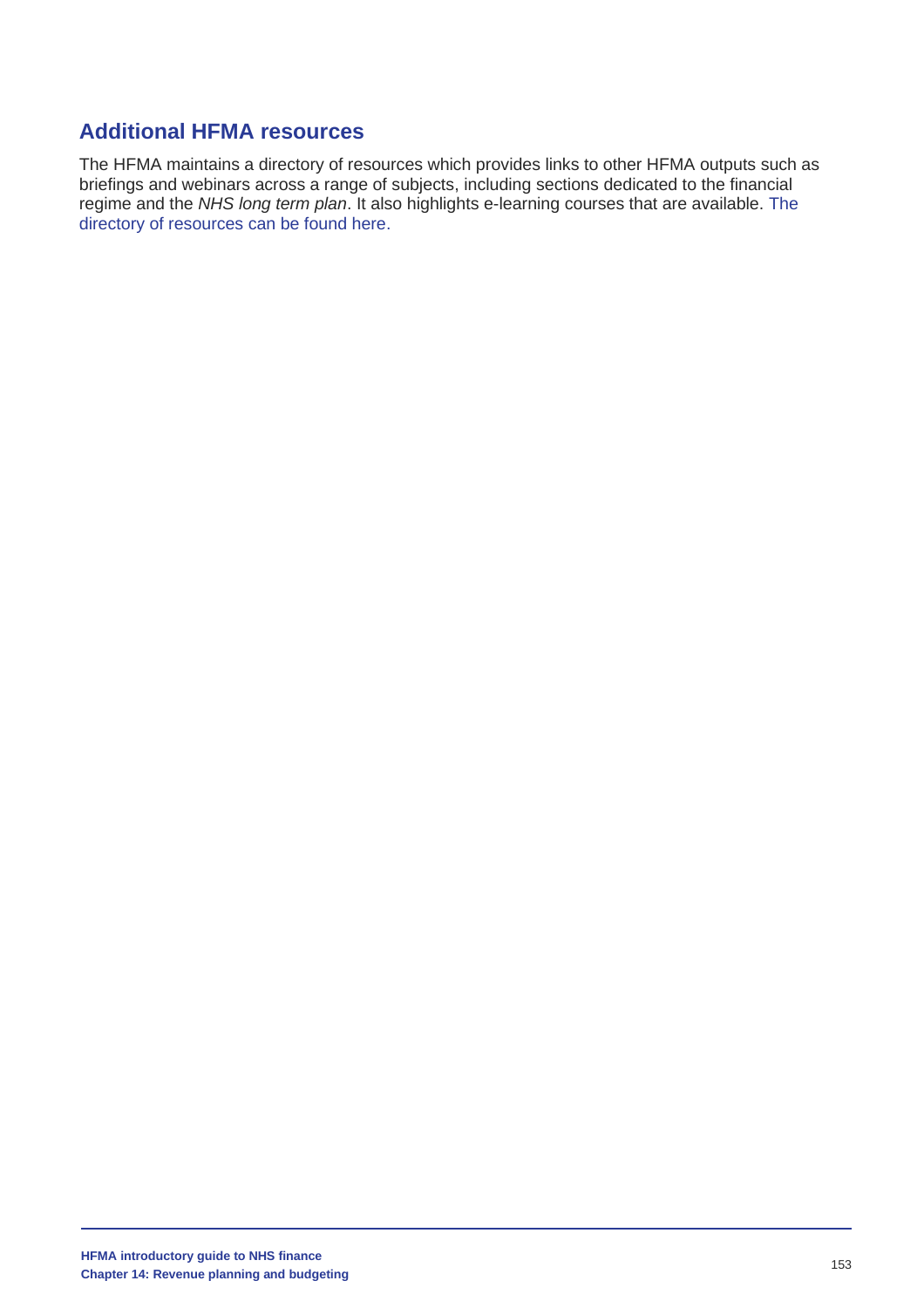## Additional HFMA resources

The HFMA maintains a directory of resources which provides links to other HFMA outputs such as briefings and webinars across a range of subjects, including sections dedicated to the financial regime and the *NHS long term plan*. It also highlights e-learning courses that are available. The directory of resources can be found here.